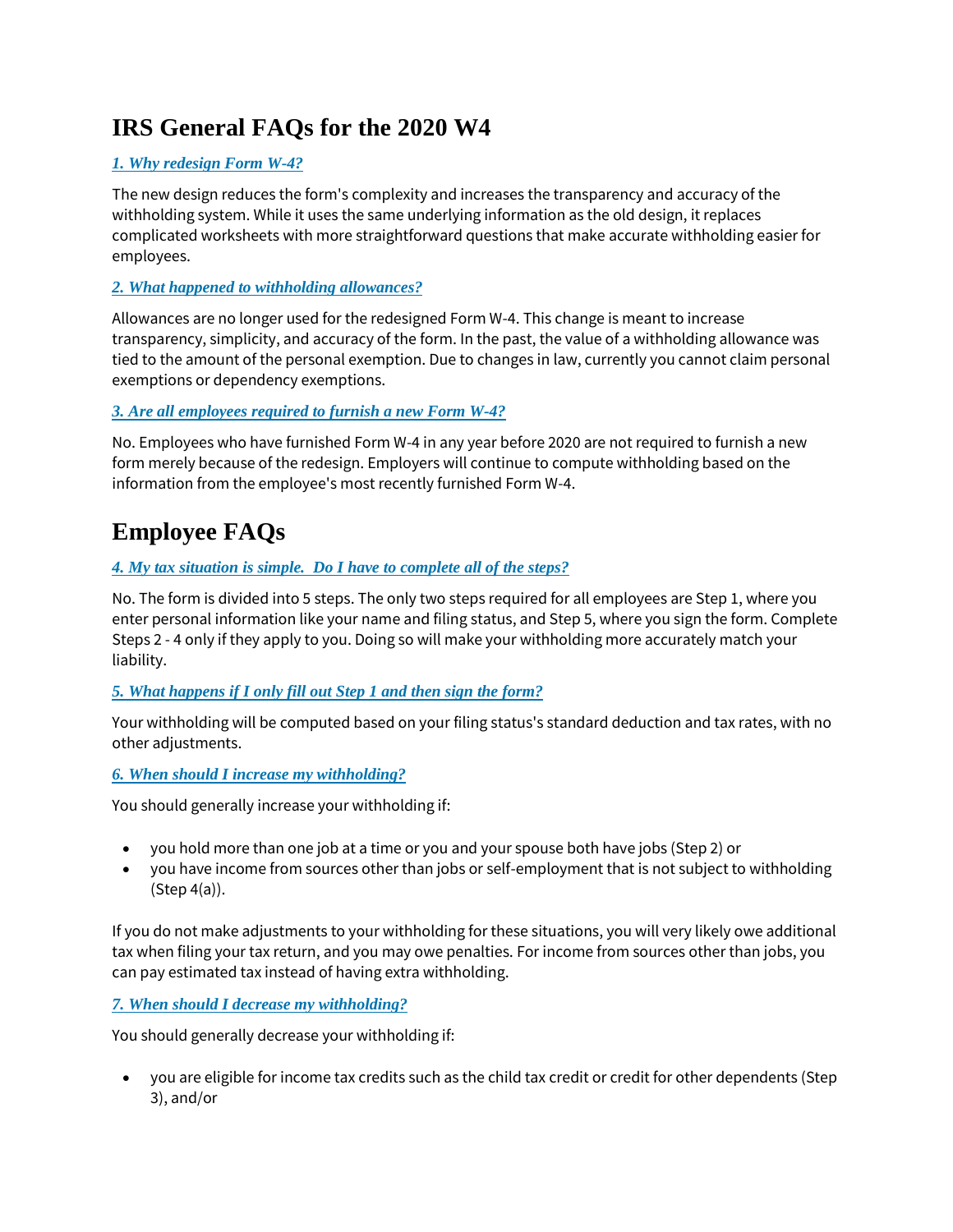# IRS General FAQs for the 2020 W4

### *1. Why redesign Form W-4?*

The new design reduces the form's complexity and increases the transparency and accuracy of the withholding system. While it uses the same underlying information as the old design, it replaces complicated worksheets with more straightforward questions that make accurate withholding easier for employees.

### *2. What happened to withholding allowances?*

Allowances are no longer used for the redesigned Form W-4. This change is meant to increase transparency, simplicity, and accuracy of the form. In the past, the value of a withholding allowance was tied to the amount of the personal exemption. Due to changes in law, currently you cannot claim personal exemptions or dependency exemptions.

### *3. Are all employees required to furnish a new Form W-4?*

No. Employees who have furnished Form W-4 in any year before 2020 are not required to furnish a new form merely because of the redesign. Employers will continue to compute withholding based on the information from the employee's most recently furnished Form W-4.

# Employee FAQs

### *4. My tax situation is simple. Do I have to complete all of the steps?*

No. The form is divided into 5 steps. The only two steps required for all employees are Step 1, where you enter personal information like your name and filing status, and Step 5, where you sign the form. Complete Steps 2 - 4 only if they apply to you. Doing so will make your withholding more accurately match your liability.

### *5. What happens if I only fill out Step 1 and then sign the form?*

Your withholding will be computed based on your filing status's standard deduction and tax rates, with no other adjustments.

### *6. When should I increase my withholding?*

You should generally increase your withholding if:

- you hold more than one job at a time or you and your spouse both have jobs (Step 2) or
- you have income from sources other than jobs or self-employment that is not subject to withholding (Step 4(a)).

If you do not make adjustments to your withholding for these situations, you will very likely owe additional tax when filing your tax return, and you may owe penalties. For income from sources other than jobs, you can pay estimated tax instead of having extra withholding.

### *7. When should I decrease my withholding?*

You should generally decrease your withholding if:

- you are eligible for income tax credits such as the child tax credit or credit for other dependents (Step 3), and/or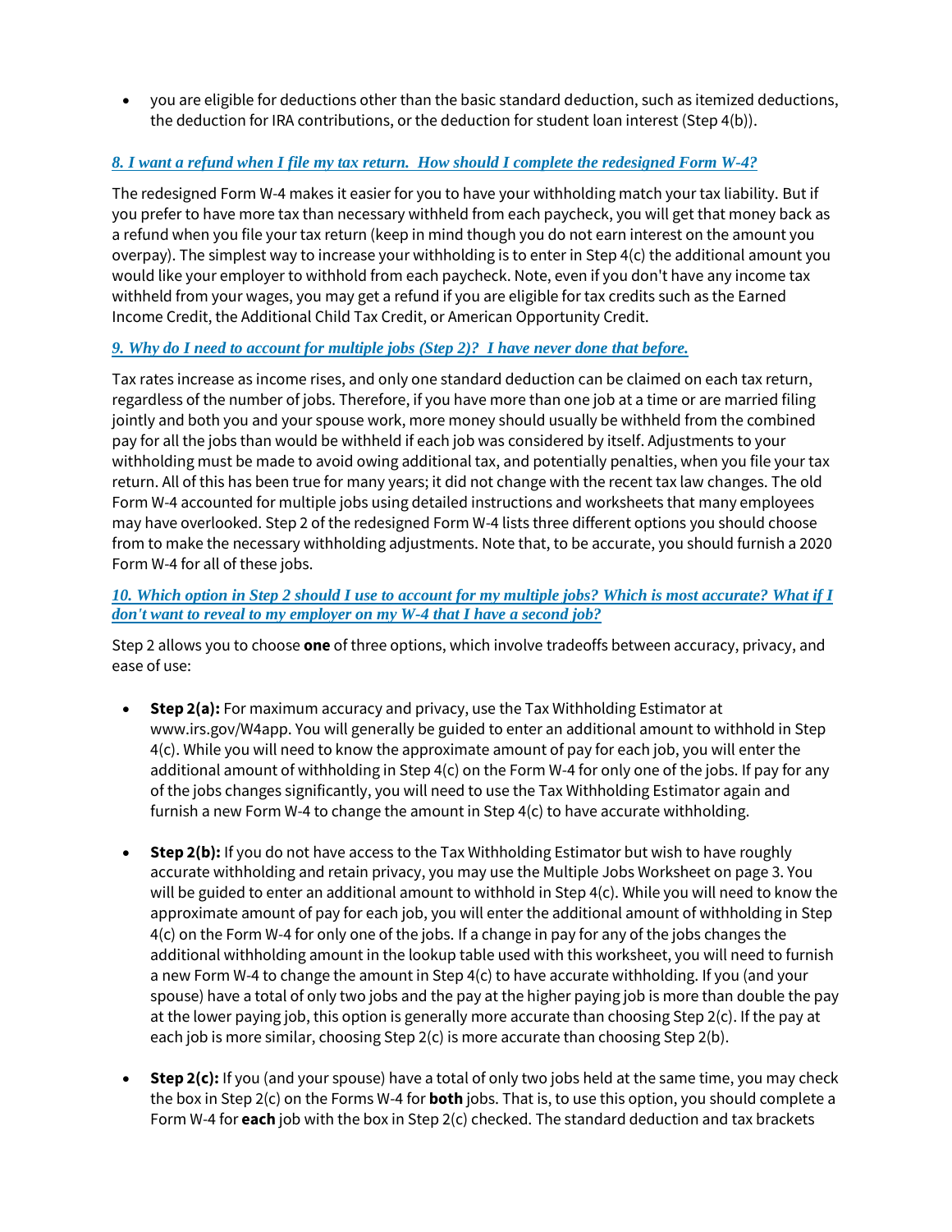- you are eligible for deductions other than the basic standard deduction, such as itemized deductions, the deduction for IRA contributions, or the deduction for student loan interest (Step 4(b)).

### *8. I want a refund when I file my tax return. How should I complete the redesigned Form W-4?*

The redesigned Form W-4 makes it easier for you to have your withholding match your tax liability. But if you prefer to have more tax than necessary withheld from each paycheck, you will get that money back as a refund when you file your tax return (keep in mind though you do not earn interest on the amount you overpay). The simplest way to increase your withholding is to enter in Step 4(c) the additional amount you would like your employer to withhold from each paycheck. Note, even if you don't have any income tax withheld from your wages, you may get a refund if you are eligible for tax credits such as the Earned Income Credit, the Additional Child Tax Credit, or American Opportunity Credit.

### *9. Why do I need to account for multiple jobs (Step 2)? I have never done that before.*

Tax rates increase as income rises, and only one standard deduction can be claimed on each tax return, regardless of the number of jobs. Therefore, if you have more than one job at a time or are married filing jointly and both you and your spouse work, more money should usually be withheld from the combined pay for all the jobs than would be withheld if each job was considered by itself. Adjustments to your withholding must be made to avoid owing additional tax, and potentially penalties, when you file your tax return. All of this has been true for many years; it did not change with the recent tax law changes. The old Form W-4 accounted for multiple jobs using detailed instructions and worksheets that many employees may have overlooked. Step 2 of the redesigned Form W-4 lists three different options you should choose from to make the necessary withholding adjustments. Note that, to be accurate, you should furnish a 2020 Form W-4 for all of these jobs.

### *10. Which option in Step 2 should I use to account for my multiple jobs? Which is most accurate? What if I don't want to reveal to my employer on my W-4 that I have a second job?*

Step 2 allows you to choose **one** of three options, which involve tradeoffs between accuracy, privacy, and ease of use:

- **Step 2(a):** For maximum accuracy and privacy, use the Tax Withholding Estimator at www.irs.gov/W4app. You will generally be guided to enter an additional amount to withhold in Step 4(c). While you will need to know the approximate amount of pay for each job, you will enter the additional amount of withholding in Step 4(c) on the Form W-4 for only one of the jobs. If pay for any of the jobs changes significantly, you will need to use the Tax Withholding Estimator again and furnish a new Form W-4 to change the amount in Step 4(c) to have accurate withholding.

- **Step 2(b):** If you do not have access to the Tax Withholding Estimator but wish to have roughly accurate withholding and retain privacy, you may use the Multiple Jobs Worksheet on page 3. You will be guided to enter an additional amount to withhold in Step 4(c). While you will need to know the approximate amount of pay for each job, you will enter the additional amount of withholding in Step 4(c) on the Form W-4 for only one of the jobs. If a change in pay for any of the jobs changes the additional withholding amount in the lookup table used with this worksheet, you will need to furnish a new Form W-4 to change the amount in Step 4(c) to have accurate withholding. If you (and your spouse) have a total of only two jobs and the pay at the higher paying job is more than double the pay at the lower paying job, this option is generally more accurate than choosing Step 2(c). If the pay at each job is more similar, choosing Step 2(c) is more accurate than choosing Step 2(b).

- **Step 2(c):** If you (and your spouse) have a total of only two jobs held at the same time, you may check the box in Step 2(c) on the Forms W-4 for **both** jobs. That is, to use this option, you should complete a Form W-4 for **each** job with the box in Step 2(c) checked. The standard deduction and tax brackets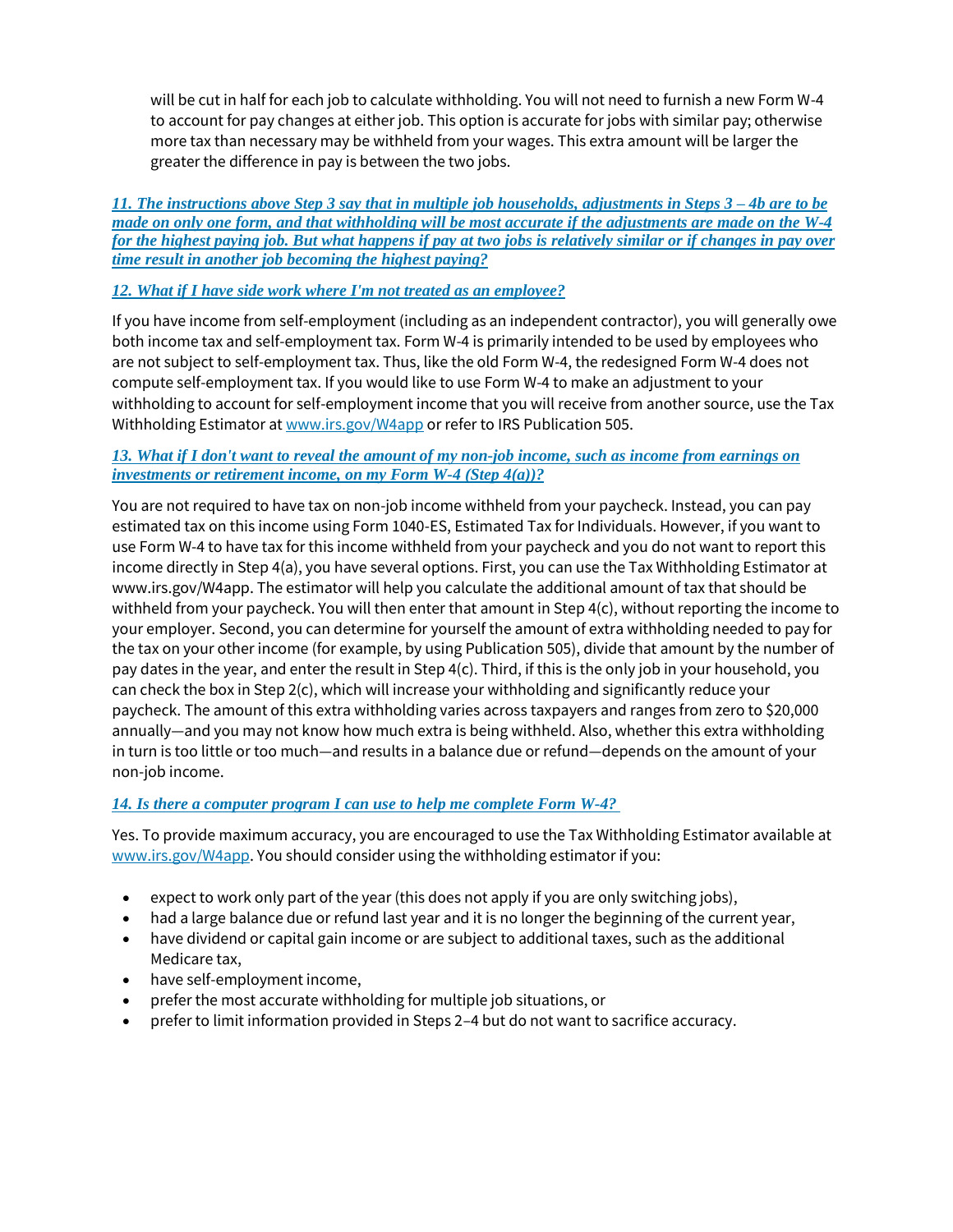will be cut in half for each job to calculate withholding. You will not need to furnish a new Form W-4 to account for pay changes at either job. This option is accurate for jobs with similar pay; otherwise more tax than necessary may be withheld from your wages. This extra amount will be larger the greater the difference in pay is between the two jobs.

### *11. The instructions above Step 3 say that in multiple job households, adjustments in Steps 3 – 4b are to be made on only one form, and that withholding will be most accurate if the adjustments are made on the W-4 for the highest paying job. But what happens if pay at two jobs is relatively similar or if changes in pay over time result in another job becoming the highest paying?*

### *12. What if I have side work where I'm not treated as an employee?*

If you have income from self-employment (including as an independent contractor), you will generally owe both income tax and self-employment tax. Form W-4 is primarily intended to be used by employees who are not subject to self-employment tax. Thus, like the old Form W-4, the redesigned Form W-4 does not compute self-employment tax. If you would like to use Form W-4 to make an adjustment to your withholding to account for self-employment income that you will receive from another source, use the Tax Withholding Estimator at www.irs.gov/W4app or refer to IRS Publication 505.

### *13. What if I don't want to reveal the amount of my non-job income, such as income from earnings on investments or retirement income, on my Form W-4 (Step 4(a))?*

You are not required to have tax on non-job income withheld from your paycheck. Instead, you can pay estimated tax on this income using Form 1040-ES, Estimated Tax for Individuals. However, if you want to use Form W-4 to have tax for this income withheld from your paycheck and you do not want to report this income directly in Step 4(a), you have several options. First, you can use the Tax Withholding Estimator at www.irs.gov/W4app. The estimator will help you calculate the additional amount of tax that should be withheld from your paycheck. You will then enter that amount in Step 4(c), without reporting the income to your employer. Second, you can determine for yourself the amount of extra withholding needed to pay for the tax on your other income (for example, by using Publication 505), divide that amount by the number of pay dates in the year, and enter the result in Step 4(c). Third, if this is the only job in your household, you can check the box in Step 2(c), which will increase your withholding and significantly reduce your paycheck. The amount of this extra withholding varies across taxpayers and ranges from zero to $20,000 annually—and you may not know how much extra is being withheld. Also, whether this extra withholding in turn is too little or too much—and results in a balance due or refund—depends on the amount of your non-job income.

### *14. Is there a computer program I can use to help me complete Form W-4?*

Yes. To provide maximum accuracy, you are encouraged to use the Tax Withholding Estimator available at www.irs.gov/W4app. You should consider using the withholding estimator if you:

- expect to work only part of the year (this does not apply if you are only switching jobs),
- had a large balance due or refund last year and it is no longer the beginning of the current year,
- have dividend or capital gain income or are subject to additional taxes, such as the additional Medicare tax,
- have self-employment income,
- prefer the most accurate withholding for multiple job situations, or
- prefer to limit information provided in Steps 2–4 but do not want to sacrifice accuracy.